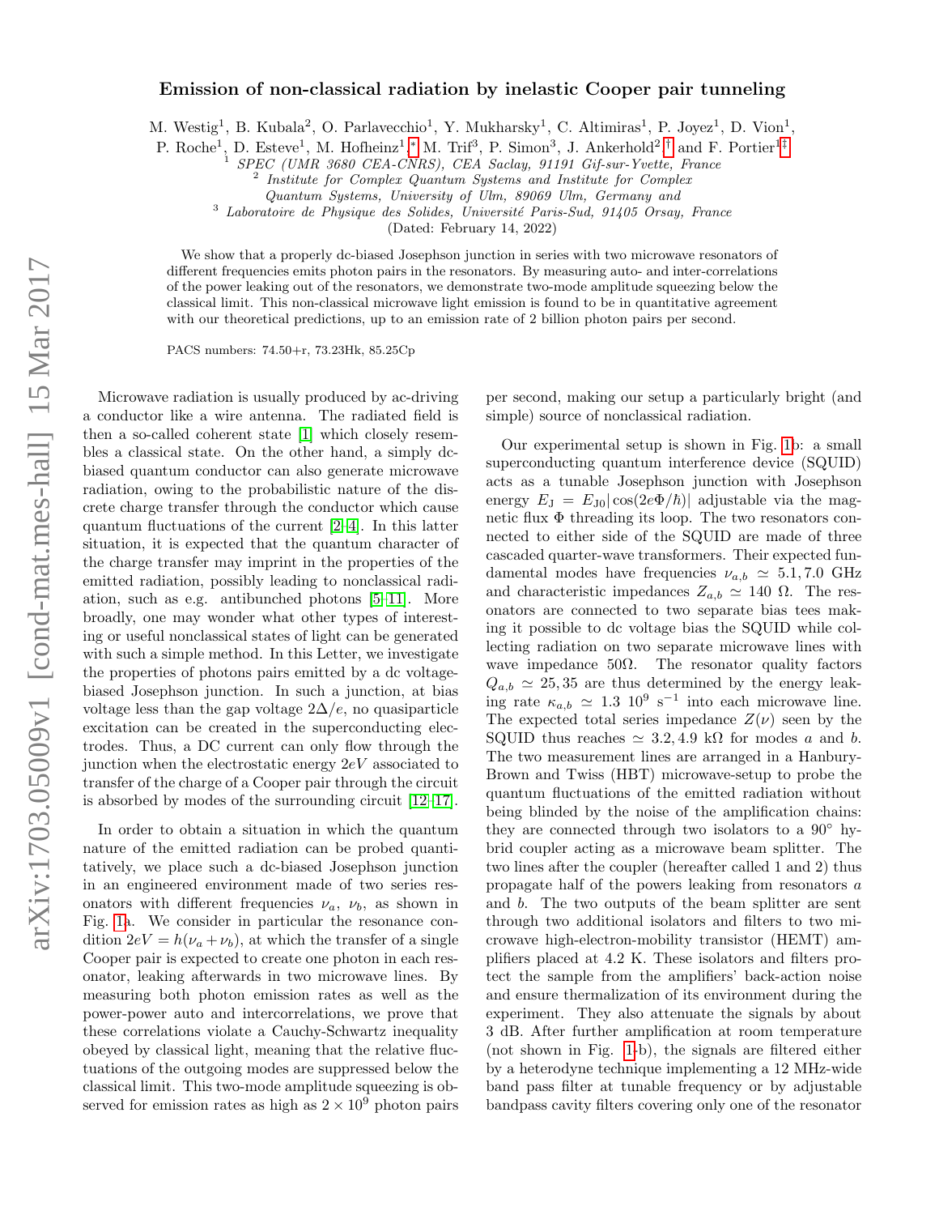# Emission of non-classical radiation by inelastic Cooper pair tunneling

M. Westig[1], B. Kubala[2], O. Parlavecchio[1], Y. Mukharsky[1], C. Altimiras[1], P. Joyez[1], D. Vion[1], P. Roche[1], D. Esteve[1], M. Hofheinz[1,*] M. Trif[3], P. Simon[3], J. Ankerhold[2,†] and F. Portier[1‡]

[1] *SPEC (UMR 3680 CEA-CNRS), CEA Saclay, 91191 Gif-sur-Yvette, France*
[2] *Institute for Complex Quantum Systems and Institute for Complex Quantum Systems, University of Ulm, 89069 Ulm, Germany and*
[3] *Laboratoire de Physique des Solides, Université Paris-Sud, 91405 Orsay, France*

(Dated: February 14, 2022)

We show that a properly dc-biased Josephson junction in series with two microwave resonators of different frequencies emits photon pairs in the resonators. By measuring auto- and inter-correlations of the power leaking out of the resonators, we demonstrate two-mode amplitude squeezing below the classical limit. This non-classical microwave light emission is found to be in quantitative agreement with our theoretical predictions, up to an emission rate of 2 billion photon pairs per second.

PACS numbers: 74.50+r, 73.23Hk, 85.25Cp

Microwave radiation is usually produced by ac-driving a conductor like a wire antenna. The radiated field is then a so-called coherent state [1] which closely resembles a classical state. On the other hand, a simply dc-biased quantum conductor can also generate microwave radiation, owing to the probabilistic nature of the discrete charge transfer through the conductor which cause quantum fluctuations of the current [2–4]. In this latter situation, it is expected that the quantum character of the charge transfer may imprint in the properties of the emitted radiation, possibly leading to nonclassical radiation, such as e.g. antibunched photons [5–11]. More broadly, one may wonder what other types of interesting or useful nonclassical states of light can be generated with such a simple method. In this Letter, we investigate the properties of photons pairs emitted by a dc voltage-biased Josephson junction. In such a junction, at bias voltage less than the gap voltage $2\Delta/e$, no quasiparticle excitation can be created in the superconducting electrodes. Thus, a DC current can only flow through the junction when the electrostatic energy $2eV$ associated to transfer of the charge of a Cooper pair through the circuit is absorbed by modes of the surrounding circuit [12–17].

In order to obtain a situation in which the quantum nature of the emitted radiation can be probed quantitatively, we place such a dc-biased Josephson junction in an engineered environment made of two series resonators with different frequencies $\nu_a$, $\nu_b$, as shown in Fig. 1a. We consider in particular the resonance condition $2eV = h(\nu_a + \nu_b)$, at which the transfer of a single Cooper pair is expected to create one photon in each resonator, leaking afterwards in two microwave lines. By measuring both photon emission rates as well as the power-power auto and intercorrelations, we prove that these correlations violate a Cauchy-Schwartz inequality obeyed by classical light, meaning that the relative fluctuations of the outgoing modes are suppressed below the classical limit. This two-mode amplitude squeezing is observed for emission rates as high as $2 \times 10^9$ photon pairs per second, making our setup a particularly bright (and simple) source of nonclassical radiation.

Our experimental setup is shown in Fig. 1b: a small superconducting quantum interference device (SQUID) acts as a tunable Josephson junction with Josephson energy $E_\mathrm{J} = E_{\mathrm{J}0}|\cos(2e\Phi/\hbar)|$ adjustable via the magnetic flux $\Phi$ threading its loop. The two resonators connected to either side of the SQUID are made of three cascaded quarter-wave transformers. Their expected fundamental modes have frequencies $\nu_{a,b} \simeq 5.1, 7.0$ GHz and characteristic impedances $Z_{a,b} \simeq 140\ \Omega$. The resonators are connected to two separate bias tees making it possible to dc voltage bias the SQUID while collecting radiation on two separate microwave lines with wave impedance 50Ω. The resonator quality factors $Q_{a,b} \simeq 25, 35$ are thus determined by the energy leaking rate $\kappa_{a,b} \simeq 1.3\ 10^9\ \mathrm{s}^{-1}$ into each microwave line. The expected total series impedance $Z(\nu)$ seen by the SQUID thus reaches $\simeq 3.2, 4.9$ kΩ for modes $a$ and $b$. The two measurement lines are arranged in a Hanbury-Brown and Twiss (HBT) microwave-setup to probe the quantum fluctuations of the emitted radiation without being blinded by the noise of the amplification chains: they are connected through two isolators to a 90° hybrid coupler acting as a microwave beam splitter. The two lines after the coupler (hereafter called 1 and 2) thus propagate half of the powers leaking from resonators $a$ and $b$. The two outputs of the beam splitter are sent through two additional isolators and filters to two microwave high-electron-mobility transistor (HEMT) amplifiers placed at 4.2 K. These isolators and filters protect the sample from the amplifiers' back-action noise and ensure thermalization of its environment during the experiment. They also attenuate the signals by about 3 dB. After further amplification at room temperature (not shown in Fig. 1-b), the signals are filtered either by a heterodyne technique implementing a 12 MHz-wide band pass filter at tunable frequency or by adjustable bandpass cavity filters covering only one of the resonator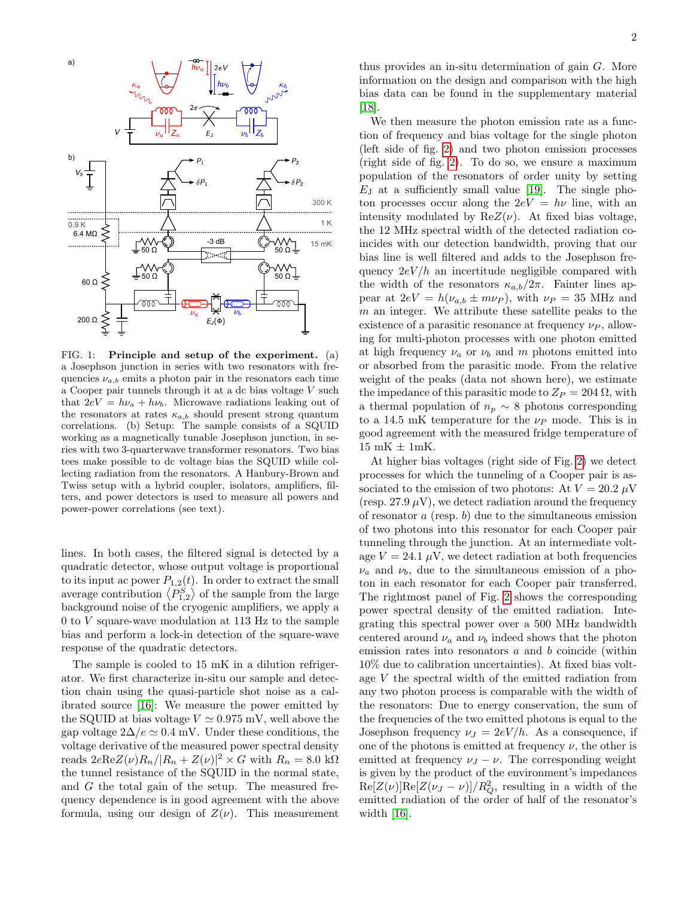FIG. 1: **Principle and setup of the experiment.** (a) a Josephson junction in series with two resonators with frequencies $\nu_{a,b}$ emits a photon pair in the resonators each time a Cooper pair tunnels through it at a dc bias voltage $V$ such that $2eV = h\nu_a + h\nu_b$. Microwave radiations leaking out of the resonators at rates $\kappa_{a,b}$ should present strong quantum correlations. (b) Setup: The sample consists of a SQUID working as a magnetically tunable Josephson junction, in series with two 3-quarterwave transformer resonators. Two bias tees make possible to dc voltage bias the SQUID while collecting radiation from the resonators. A Hanbury-Brown and Twiss setup with a hybrid coupler, isolators, amplifiers, filters, and power detectors is used to measure all powers and power-power correlations (see text).

lines. In both cases, the filtered signal is detected by a quadratic detector, whose output voltage is proportional to its input ac power $P_{1,2}(t)$. In order to extract the small average contribution $\langle P^S_{1,2}\rangle$ of the sample from the large background noise of the cryogenic amplifiers, we apply a 0 to $V$ square-wave modulation at 113 Hz to the sample bias and perform a lock-in detection of the square-wave response of the quadratic detectors.

The sample is cooled to 15 mK in a dilution refrigerator. We first characterize in-situ our sample and detection chain using the quasi-particle shot noise as a calibrated source [16]: We measure the power emitted by the SQUID at bias voltage $V \simeq 0.975$ mV, well above the gap voltage $2\Delta/e \simeq 0.4$ mV. Under these conditions, the voltage derivative of the measured power spectral density reads $2e\mathrm{Re}Z(\nu)R_n/|R_n + Z(\nu)|^2 \times G$ with $R_n = 8.0$ kΩ the tunnel resistance of the SQUID in the normal state, and $G$ the total gain of the setup. The measured frequency dependence is in good agreement with the above formula, using our design of $Z(\nu)$. This measurement thus provides an in-situ determination of gain $G$. More information on the design and comparison with the high bias data can be found in the supplementary material [18].

We then measure the photon emission rate as a function of frequency and bias voltage for the single photon (left side of fig. 2) and two photon emission processes (right side of fig. 2). To do so, we ensure a maximum population of the resonators of order unity by setting $E_J$ at a sufficiently small value [19]. The single photon processes occur along the $2eV = h\nu$ line, with an intensity modulated by $\mathrm{Re}Z(\nu)$. At fixed bias voltage, the 12 MHz spectral width of the detected radiation coincides with our detection bandwidth, proving that our bias line is well filtered and adds to the Josephson frequency $2eV/h$ an incertitude negligible compared with the width of the resonators $\kappa_{a,b}/2\pi$. Fainter lines appear at $2eV = h(\nu_{a,b} \pm m\nu_P)$, with $\nu_P = 35$ MHz and $m$ an integer. We attribute these satellite peaks to the existence of a parasitic resonance at frequency $\nu_P$, allowing for multi-photon processes with one photon emitted at high frequency $\nu_a$ or $\nu_b$ and $m$ photons emitted into or absorbed from the parasitic mode. From the relative weight of the peaks (data not shown here), we estimate the impedance of this parasitic mode to $Z_P = 204$ Ω, with a thermal population of $n_p \sim 8$ photons corresponding to a 14.5 mK temperature for the $\nu_P$ mode. This is in good agreement with the measured fridge temperature of 15 mK ± 1mK.

At higher bias voltages (right side of Fig. 2) we detect processes for which the tunneling of a Cooper pair is associated to the emission of two photons: At $V = 20.2$ µV (resp. 27.9 µV), we detect radiation around the frequency of resonator $a$ (resp. $b$) due to the simultaneous emission of two photons into this resonator for each Cooper pair tunneling through the junction. At an intermediate voltage $V = 24.1$ µV, we detect radiation at both frequencies $\nu_a$ and $\nu_b$, due to the simultaneous emission of a photon in each resonator for each Cooper pair transferred. The rightmost panel of Fig. 2 shows the corresponding power spectral density of the emitted radiation. Integrating this spectral power over a 500 MHz bandwidth centered around $\nu_a$ and $\nu_b$ indeed shows that the photon emission rates into resonators $a$ and $b$ coincide (within 10% due to calibration uncertainties). At fixed bias voltage $V$ the spectral width of the emitted radiation from any two photon process is comparable with the width of the resonators: Due to energy conservation, the sum of the frequencies of the two emitted photons is equal to the Josephson frequency $\nu_J = 2eV/h$. As a consequence, if one of the photons is emitted at frequency $\nu$, the other is emitted at frequency $\nu_J - \nu$. The corresponding weight is given by the product of the environment's impedances $\mathrm{Re}[Z(\nu)]\mathrm{Re}[Z(\nu_J - \nu)]/R_Q^2$, resulting in a width of the emitted radiation of the order of half of the resonator's width [16].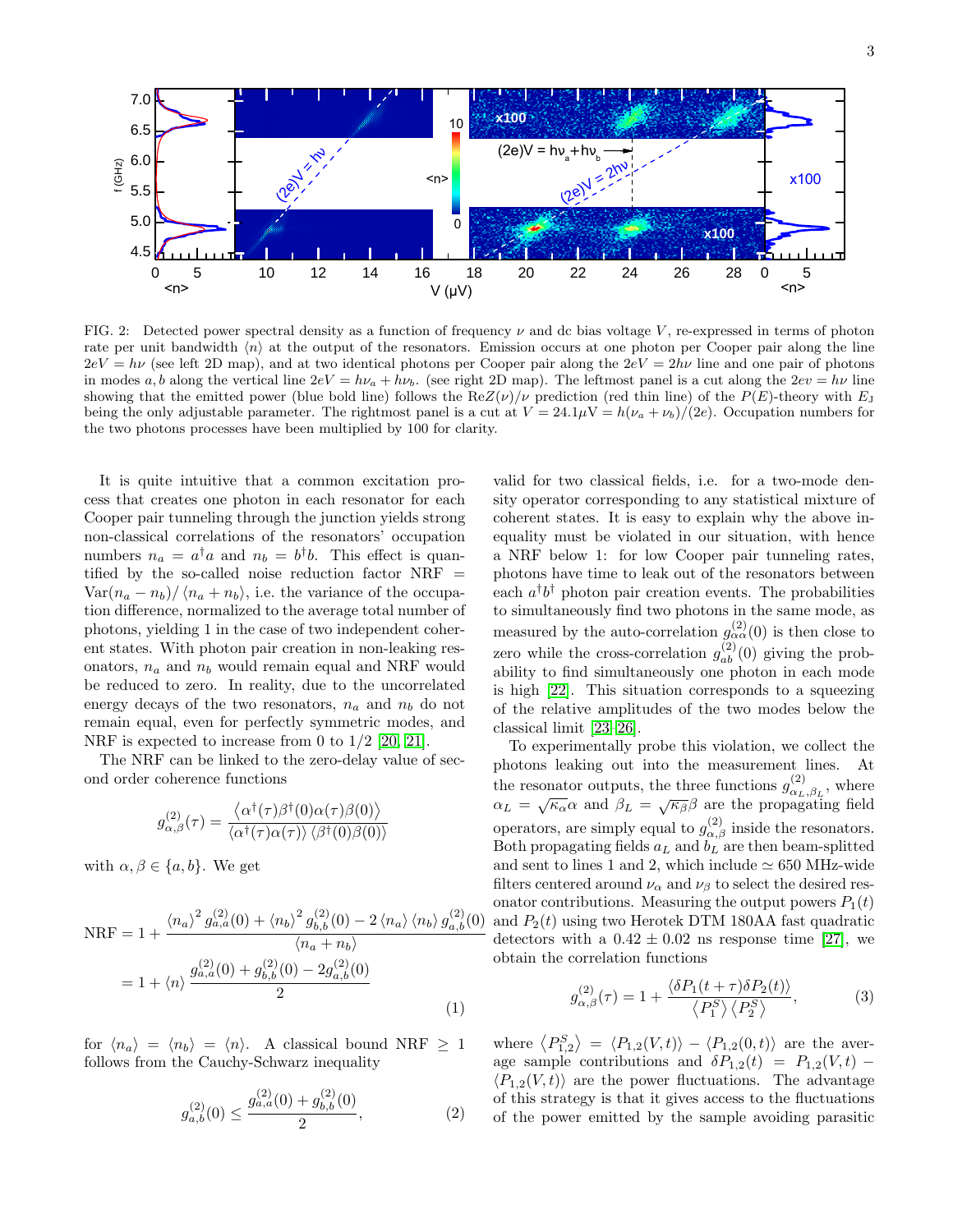FIG. 2: Detected power spectral density as a function of frequency $\nu$ and dc bias voltage $V$, re-expressed in terms of photon rate per unit bandwidth $\langle n\rangle$ at the output of the resonators. Emission occurs at one photon per Cooper pair along the line $2eV = h\nu$ (see left 2D map), and at two identical photons per Cooper pair along the $2eV = 2h\nu$ line and one pair of photons in modes $a, b$ along the vertical line $2eV = h\nu_a + h\nu_b$. (see right 2D map). The leftmost panel is a cut along the $2ev = h\nu$ line showing that the emitted power (blue bold line) follows the $\mathrm{Re}Z(\nu)/\nu$ prediction (red thin line) of the $P(E)$-theory with $E_J$ being the only adjustable parameter. The rightmost panel is a cut at $V = 24.1\mu\text{V} = h(\nu_a + \nu_b)/(2e)$. Occupation numbers for the two photons processes have been multiplied by 100 for clarity.

It is quite intuitive that a common excitation process that creates one photon in each resonator for each Cooper pair tunneling through the junction yields strong non-classical correlations of the resonators' occupation numbers $n_a = a^\dagger a$ and $n_b = b^\dagger b$. This effect is quantified by the so-called noise reduction factor $\mathrm{NRF} = \mathrm{Var}(n_a - n_b)/\langle n_a + n_b\rangle$, i.e. the variance of the occupation difference, normalized to the average total number of photons, yielding 1 in the case of two independent coherent states. With photon pair creation in non-leaking resonators, $n_a$ and $n_b$ would remain equal and NRF would be reduced to zero. In reality, due to the uncorrelated energy decays of the two resonators, $n_a$ and $n_b$ do not remain equal, even for perfectly symmetric modes, and NRF is expected to increase from 0 to 1/2 [20, 21].

The NRF can be linked to the zero-delay value of second order coherence functions

$$g^{(2)}_{\alpha,\beta}(\tau) = \frac{\langle \alpha^\dagger(\tau)\beta^\dagger(0)\alpha(\tau)\beta(0)\rangle}{\langle \alpha^\dagger(\tau)\alpha(\tau)\rangle\,\langle \beta^\dagger(0)\beta(0)\rangle}$$

with $\alpha, \beta \in \{a, b\}$. We get

$$\begin{aligned}\mathrm{NRF} &= 1 + \frac{\langle n_a\rangle^2 g^{(2)}_{a,a}(0) + \langle n_b\rangle^2 g^{(2)}_{b,b}(0) - 2\langle n_a\rangle\langle n_b\rangle g^{(2)}_{a,b}(0)}{\langle n_a + n_b\rangle} \\ &= 1 + \langle n\rangle \frac{g^{(2)}_{a,a}(0) + g^{(2)}_{b,b}(0) - 2g^{(2)}_{a,b}(0)}{2}\end{aligned} \tag{1}$$

for $\langle n_a\rangle = \langle n_b\rangle = \langle n\rangle$. A classical bound $\mathrm{NRF} \geq 1$ follows from the Cauchy-Schwarz inequality

$$g^{(2)}_{a,b}(0) \leq \frac{g^{(2)}_{a,a}(0) + g^{(2)}_{b,b}(0)}{2}, \tag{2}$$

valid for two classical fields, i.e. for a two-mode density operator corresponding to any statistical mixture of coherent states. It is easy to explain why the above inequality must be violated in our situation, with hence a NRF below 1: for low Cooper pair tunneling rates, photons have time to leak out of the resonators between each $a^\dagger b^\dagger$ photon pair creation events. The probabilities to simultaneously find two photons in the same mode, as measured by the auto-correlation $g^{(2)}_{\alpha\alpha}(0)$ is then close to zero while the cross-correlation $g^{(2)}_{ab}(0)$ giving the probability to find simultaneously one photon in each mode is high [22]. This situation corresponds to a squeezing of the relative amplitudes of the two modes below the classical limit [23–26].

To experimentally probe this violation, we collect the photons leaking out into the measurement lines. At the resonator outputs, the three functions $g^{(2)}_{\alpha_L,\beta_L}$, where $\alpha_L = \sqrt{\kappa_\alpha}\alpha$ and $\beta_L = \sqrt{\kappa_\beta}\beta$ are the propagating field operators, are simply equal to $g^{(2)}_{\alpha,\beta}$ inside the resonators. Both propagating fields $a_L$ and $b_L$ are then beam-splitted and sent to lines 1 and 2, which include $\simeq 650$ MHz-wide filters centered around $\nu_\alpha$ and $\nu_\beta$ to select the desired resonator contributions. Measuring the output powers $P_1(t)$ and $P_2(t)$ using two Herotek DTM 180AA fast quadratic detectors with a $0.42 \pm 0.02$ ns response time [27], we obtain the correlation functions

$$g^{(2)}_{\alpha,\beta}(\tau) = 1 + \frac{\langle \delta P_1(t+\tau)\delta P_2(t)\rangle}{\langle P_1^S\rangle\langle P_2^S\rangle}, \tag{3}$$

where $\langle P^S_{1,2}\rangle = \langle P_{1,2}(V,t)\rangle - \langle P_{1,2}(0,t)\rangle$ are the average sample contributions and $\delta P_{1,2}(t) = P_{1,2}(V,t) - \langle P_{1,2}(V,t)\rangle$ are the power fluctuations. The advantage of this strategy is that it gives access to the fluctuations of the power emitted by the sample avoiding parasitic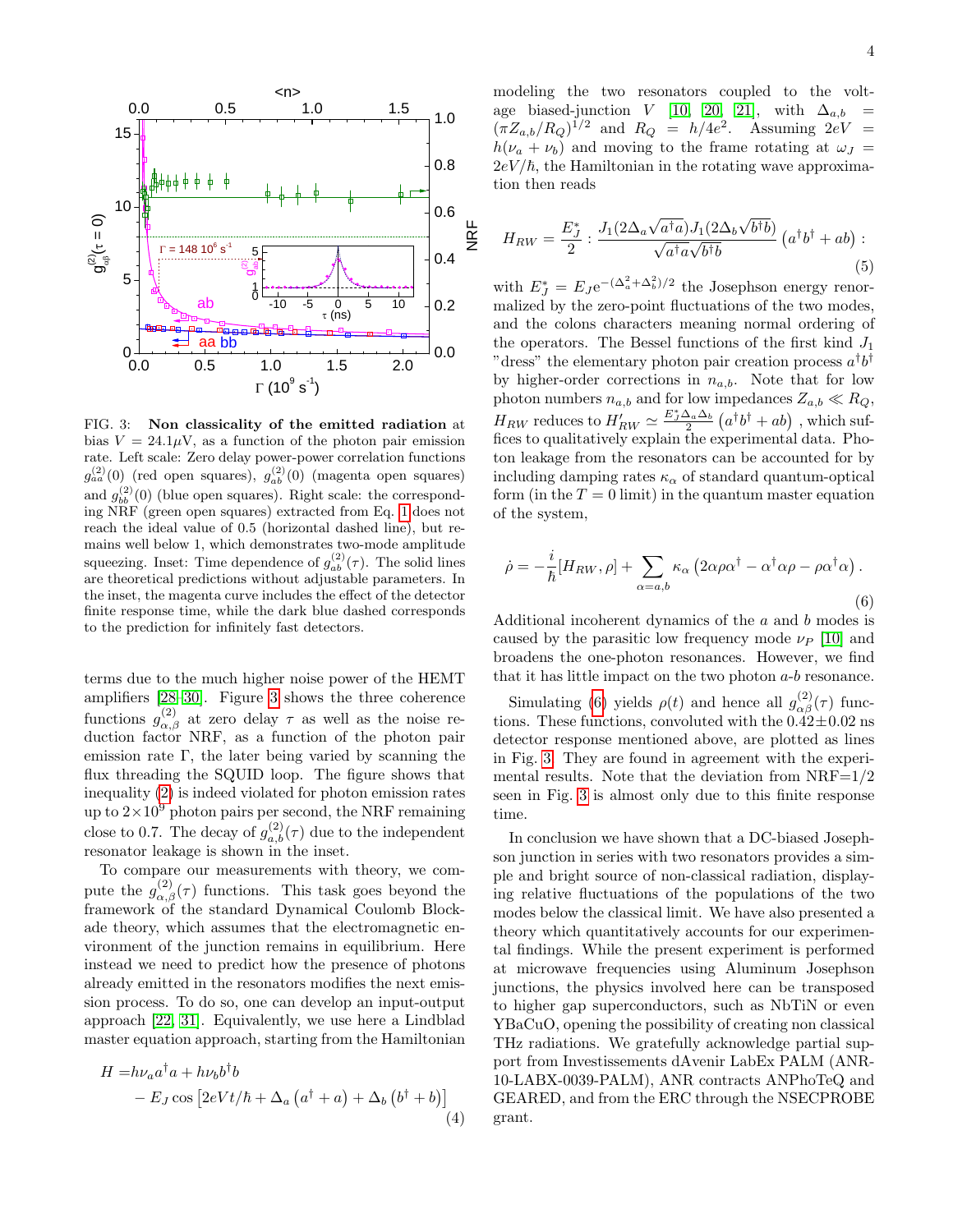FIG. 3: **Non classicality of the emitted radiation** at bias $V = 24.1\mu$V, as a function of the photon pair emission rate. Left scale: Zero delay power-power correlation functions $g^{(2)}_{aa}(0)$ (red open squares), $g^{(2)}_{ab}(0)$ (magenta open squares) and $g^{(2)}_{bb}(0)$ (blue open squares). Right scale: the corresponding NRF (green open squares) extracted from Eq. 1 does not reach the ideal value of 0.5 (horizontal dashed line), but remains well below 1, which demonstrates two-mode amplitude squeezing. Inset: Time dependence of $g^{(2)}_{ab}(\tau)$. The solid lines are theoretical predictions without adjustable parameters. In the inset, the magenta curve includes the effect of the detector finite response time, while the dark blue dashed corresponds to the prediction for infinitely fast detectors.

terms due to the much higher noise power of the HEMT amplifiers [28–30]. Figure 3 shows the three coherence functions $g^{(2)}_{\alpha,\beta}$ at zero delay $\tau$ as well as the noise reduction factor NRF, as a function of the photon pair emission rate $\Gamma$, the later being varied by scanning the flux threading the SQUID loop. The figure shows that inequality (2) is indeed violated for photon emission rates up to $2\times10^9$ photon pairs per second, the NRF remaining close to 0.7. The decay of $g^{(2)}_{a,b}(\tau)$ due to the independent resonator leakage is shown in the inset.

To compare our measurements with theory, we compute the $g^{(2)}_{\alpha,\beta}(\tau)$ functions. This task goes beyond the framework of the standard Dynamical Coulomb Blockade theory, which assumes that the electromagnetic environment of the junction remains in equilibrium. Here instead we need to predict how the presence of photons already emitted in the resonators modifies the next emission process. To do so, one can develop an input-output approach [22, 31]. Equivalently, we use here a Lindblad master equation approach, starting from the Hamiltonian

$$H = h\nu_a a^\dagger a + h\nu_b b^\dagger b - E_J \cos\left[2eVt/\hbar + \Delta_a\left(a^\dagger + a\right) + \Delta_b\left(b^\dagger + b\right)\right] \tag{4}$$

modeling the two resonators coupled to the voltage biased-junction $V$ [10, 20, 21], with $\Delta_{a,b} = (\pi Z_{a,b}/R_Q)^{1/2}$ and $R_Q = h/4e^2$. Assuming $2eV = h(\nu_a + \nu_b)$ and moving to the frame rotating at $\omega_J = 2eV/\hbar$, the Hamiltonian in the rotating wave approximation then reads

$$H_{RW} = \frac{E_J^*}{2} : \frac{J_1(2\Delta_a\sqrt{a^\dagger a})J_1(2\Delta_b\sqrt{b^\dagger b})}{\sqrt{a^\dagger a}\sqrt{b^\dagger b}}\left(a^\dagger b^\dagger + ab\right) : \tag{5}$$

with $E_J^* = E_J e^{-(\Delta_a^2+\Delta_b^2)/2}$ the Josephson energy renormalized by the zero-point fluctuations of the two modes, and the colons characters meaning normal ordering of the operators. The Bessel functions of the first kind $J_1$ "dress" the elementary photon pair creation process $a^\dagger b^\dagger$ by higher-order corrections in $n_{a,b}$. Note that for low photon numbers $n_{a,b}$ and for low impedances $Z_{a,b} \ll R_Q$, $H_{RW}$ reduces to $H'_{RW} \simeq \frac{E_J^*\Delta_a\Delta_b}{2}\left(a^\dagger b^\dagger + ab\right)$, which suffices to qualitatively explain the experimental data. Photon leakage from the resonators can be accounted for by including damping rates $\kappa_\alpha$ of standard quantum-optical form (in the $T = 0$ limit) in the quantum master equation of the system,

$$\dot{\rho} = -\frac{i}{\hbar}[H_{RW}, \rho] + \sum_{\alpha=a,b} \kappa_\alpha\left(2\alpha\rho\alpha^\dagger - \alpha^\dagger\alpha\rho - \rho\alpha^\dagger\alpha\right). \tag{6}$$

Additional incoherent dynamics of the $a$ and $b$ modes is caused by the parasitic low frequency mode $\nu_P$ [10] and broadens the one-photon resonances. However, we find that it has little impact on the two photon $a$-$b$ resonance.

Simulating (6) yields $\rho(t)$ and hence all $g^{(2)}_{\alpha\beta}(\tau)$ functions. These functions, convoluted with the $0.42\pm0.02$ ns detector response mentioned above, are plotted as lines in Fig. 3. They are found in agreement with the experimental results. Note that the deviation from NRF=1/2 seen in Fig. 3 is almost only due to this finite response time.

In conclusion we have shown that a DC-biased Josephson junction in series with two resonators provides a simple and bright source of non-classical radiation, displaying relative fluctuations of the populations of the two modes below the classical limit. We have also presented a theory which quantitatively accounts for our experimental findings. While the present experiment is performed at microwave frequencies using Aluminum Josephson junctions, the physics involved here can be transposed to higher gap superconductors, such as NbTiN or even YBaCuO, opening the possibility of creating non classical THz radiations. We gratefully acknowledge partial support from Investissements dAvenir LabEx PALM (ANR-10-LABX-0039-PALM), ANR contracts ANPhoTeQ and GEARED, and from the ERC through the NSECPROBE grant.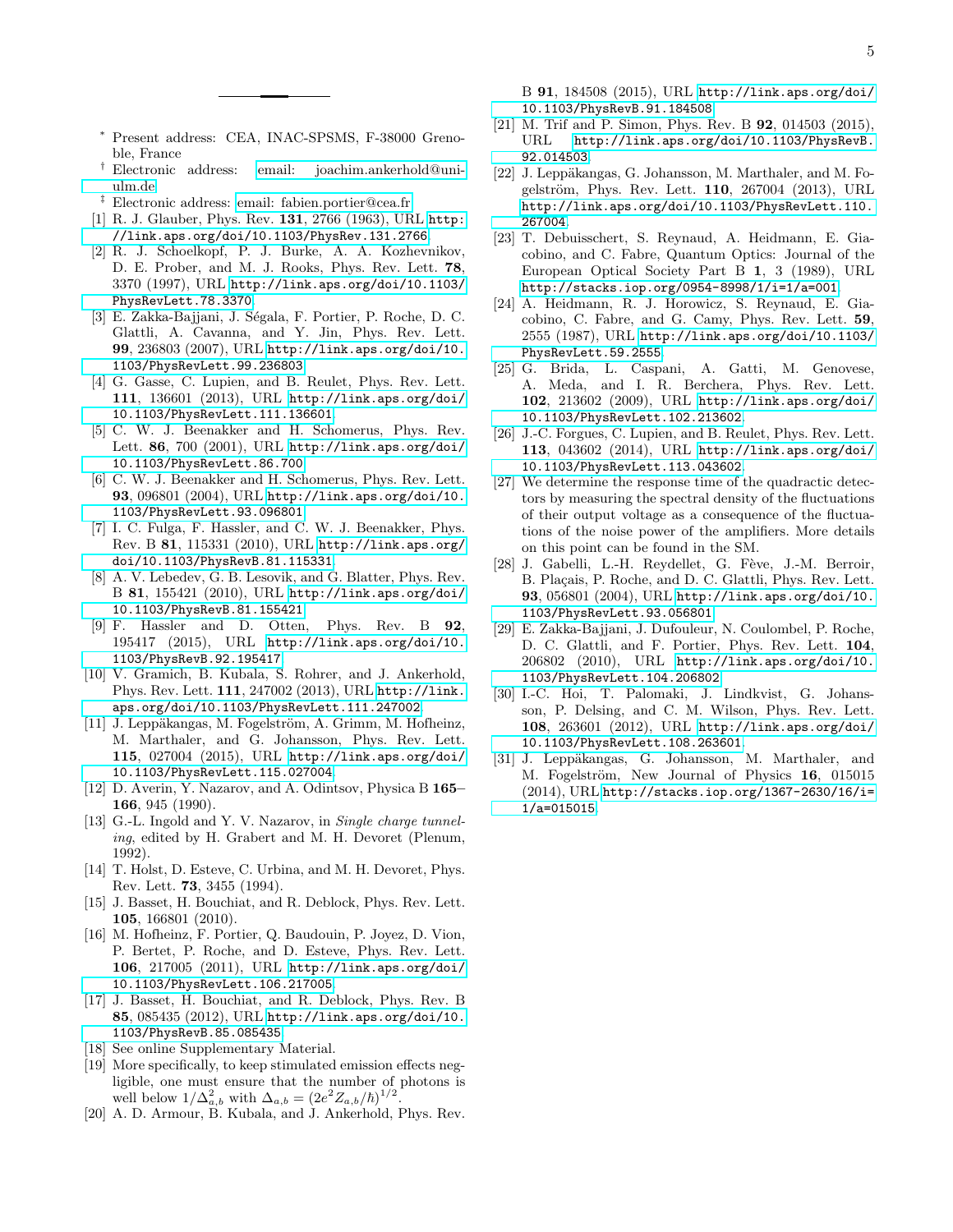---

[*] Present address: CEA, INAC-SPSMS, F-38000 Grenoble, France

[†] Electronic address: email: joachim.ankerhold@uni-ulm.de

[‡] Electronic address: email: fabien.portier@cea.fr

[1] R. J. Glauber, Phys. Rev. **131**, 2766 (1963), URL http://link.aps.org/doi/10.1103/PhysRev.131.2766.

[2] R. J. Schoelkopf, P. J. Burke, A. A. Kozhevnikov, D. E. Prober, and M. J. Rooks, Phys. Rev. Lett. **78**, 3370 (1997), URL http://link.aps.org/doi/10.1103/PhysRevLett.78.3370.

[3] E. Zakka-Bajjani, J. Ségala, F. Portier, P. Roche, D. C. Glattli, A. Cavanna, and Y. Jin, Phys. Rev. Lett. **99**, 236803 (2007), URL http://link.aps.org/doi/10.1103/PhysRevLett.99.236803.

[4] G. Gasse, C. Lupien, and B. Reulet, Phys. Rev. Lett. **111**, 136601 (2013), URL http://link.aps.org/doi/10.1103/PhysRevLett.111.136601.

[5] C. W. J. Beenakker and H. Schomerus, Phys. Rev. Lett. **86**, 700 (2001), URL http://link.aps.org/doi/10.1103/PhysRevLett.86.700.

[6] C. W. J. Beenakker and H. Schomerus, Phys. Rev. Lett. **93**, 096801 (2004), URL http://link.aps.org/doi/10.1103/PhysRevLett.93.096801.

[7] I. C. Fulga, F. Hassler, and C. W. J. Beenakker, Phys. Rev. B **81**, 115331 (2010), URL http://link.aps.org/doi/10.1103/PhysRevB.81.115331.

[8] A. V. Lebedev, G. B. Lesovik, and G. Blatter, Phys. Rev. B **81**, 155421 (2010), URL http://link.aps.org/doi/10.1103/PhysRevB.81.155421.

[9] F. Hassler and D. Otten, Phys. Rev. B **92**, 195417 (2015), URL http://link.aps.org/doi/10.1103/PhysRevB.92.195417.

[10] V. Gramich, B. Kubala, S. Rohrer, and J. Ankerhold, Phys. Rev. Lett. **111**, 247002 (2013), URL http://link.aps.org/doi/10.1103/PhysRevLett.111.247002.

[11] J. Leppäkangas, M. Fogelström, A. Grimm, M. Hofheinz, M. Marthaler, and G. Johansson, Phys. Rev. Lett. **115**, 027004 (2015), URL http://link.aps.org/doi/10.1103/PhysRevLett.115.027004.

[12] D. Averin, Y. Nazarov, and A. Odintsov, Physica B **165–166**, 945 (1990).

[13] G.-L. Ingold and Y. V. Nazarov, in *Single charge tunneling*, edited by H. Grabert and M. H. Devoret (Plenum, 1992).

[14] T. Holst, D. Esteve, C. Urbina, and M. H. Devoret, Phys. Rev. Lett. **73**, 3455 (1994).

[15] J. Basset, H. Bouchiat, and R. Deblock, Phys. Rev. Lett. **105**, 166801 (2010).

[16] M. Hofheinz, F. Portier, Q. Baudouin, P. Joyez, D. Vion, P. Bertet, P. Roche, and D. Esteve, Phys. Rev. Lett. **106**, 217005 (2011), URL http://link.aps.org/doi/10.1103/PhysRevLett.106.217005.

[17] J. Basset, H. Bouchiat, and R. Deblock, Phys. Rev. B **85**, 085435 (2012), URL http://link.aps.org/doi/10.1103/PhysRevB.85.085435.

[18] See online Supplementary Material.

[19] More specifically, to keep stimulated emission effects negligible, one must ensure that the number of photons is well below $1/\Delta_{a,b}^2$ with $\Delta_{a,b} = (2e^2 Z_{a,b}/\hbar)^{1/2}$.

[20] A. D. Armour, B. Kubala, and J. Ankerhold, Phys. Rev. B **91**, 184508 (2015), URL http://link.aps.org/doi/10.1103/PhysRevB.91.184508.

[21] M. Trif and P. Simon, Phys. Rev. B **92**, 014503 (2015), URL http://link.aps.org/doi/10.1103/PhysRevB.92.014503.

[22] J. Leppäkangas, G. Johansson, M. Marthaler, and M. Fogelström, Phys. Rev. Lett. **110**, 267004 (2013), URL http://link.aps.org/doi/10.1103/PhysRevLett.110.267004.

[23] T. Debuisschert, S. Reynaud, A. Heidmann, E. Giacobino, and C. Fabre, Quantum Optics: Journal of the European Optical Society Part B **1**, 3 (1989), URL http://stacks.iop.org/0954-8998/1/i=1/a=001.

[24] A. Heidmann, R. J. Horowicz, S. Reynaud, E. Giacobino, C. Fabre, and G. Camy, Phys. Rev. Lett. **59**, 2555 (1987), URL http://link.aps.org/doi/10.1103/PhysRevLett.59.2555.

[25] G. Brida, L. Caspani, A. Gatti, M. Genovese, A. Meda, and I. R. Berchera, Phys. Rev. Lett. **102**, 213602 (2009), URL http://link.aps.org/doi/10.1103/PhysRevLett.102.213602.

[26] J.-C. Forgues, C. Lupien, and B. Reulet, Phys. Rev. Lett. **113**, 043602 (2014), URL http://link.aps.org/doi/10.1103/PhysRevLett.113.043602.

[27] We determine the response time of the quadractic detectors by measuring the spectral density of the fluctuations of their output voltage as a consequence of the fluctuations of the noise power of the amplifiers. More details on this point can be found in the SM.

[28] J. Gabelli, L.-H. Reydellet, G. Fève, J.-M. Berroir, B. Plaçais, P. Roche, and D. C. Glattli, Phys. Rev. Lett. **93**, 056801 (2004), URL http://link.aps.org/doi/10.1103/PhysRevLett.93.056801.

[29] E. Zakka-Bajjani, J. Dufouleur, N. Coulombel, P. Roche, D. C. Glattli, and F. Portier, Phys. Rev. Lett. **104**, 206802 (2010), URL http://link.aps.org/doi/10.1103/PhysRevLett.104.206802.

[30] I.-C. Hoi, T. Palomaki, J. Lindkvist, G. Johansson, P. Delsing, and C. M. Wilson, Phys. Rev. Lett. **108**, 263601 (2012), URL http://link.aps.org/doi/10.1103/PhysRevLett.108.263601.

[31] J. Leppäkangas, G. Johansson, M. Marthaler, and M. Fogelström, New Journal of Physics **16**, 015015 (2014), URL http://stacks.iop.org/1367-2630/16/i=1/a=015015.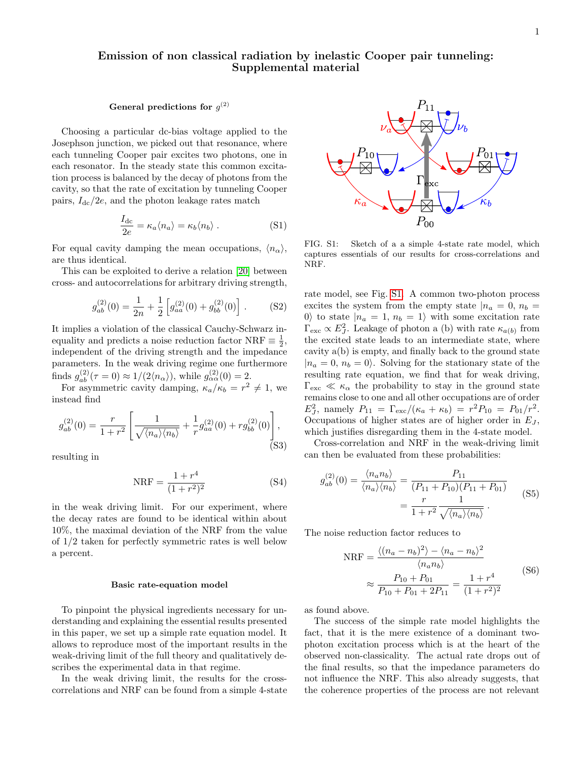# Emission of non classical radiation by inelastic Cooper pair tunneling: Supplemental material

### General predictions for $g^{(2)}$

Choosing a particular dc-bias voltage applied to the Josephson junction, we picked out that resonance, where each tunneling Cooper pair excites two photons, one in each resonator. In the steady state this common excitation process is balanced by the decay of photons from the cavity, so that the rate of excitation by tunneling Cooper pairs, $I_{\rm dc}/2e$, and the photon leakage rates match

$$\frac{I_{\rm dc}}{2e} = \kappa_a \langle n_a \rangle = \kappa_b \langle n_b \rangle \, . \tag{S1}$$

For equal cavity damping the mean occupations, $\langle n_\alpha \rangle$, are thus identical.

This can be exploited to derive a relation [20] between cross- and autocorrelations for arbitrary driving strength,

$$g^{(2)}_{ab}(0) = \frac{1}{2n} + \frac{1}{2}\left[g^{(2)}_{aa}(0) + g^{(2)}_{bb}(0)\right] . \tag{S2}$$

It implies a violation of the classical Cauchy-Schwarz inequality and predicts a noise reduction factor $\text{NRF} \equiv \frac{1}{2}$, independent of the driving strength and the impedance parameters. In the weak driving regime one furthermore finds $g^{(2)}_{ab}(\tau = 0) \approx 1/(2\langle n_\alpha \rangle)$, while $g^{(2)}_{\alpha\alpha}(0) = 2$.

For asymmetric cavity damping, $\kappa_a/\kappa_b = r^2 \neq 1$, we instead find

$$g^{(2)}_{ab}(0) = \frac{r}{1+r^2}\left[\frac{1}{\sqrt{\langle n_a \rangle \langle n_b \rangle}} + \frac{1}{r} g^{(2)}_{aa}(0) + r g^{(2)}_{bb}(0)\right], \tag{S3}$$

resulting in

$$\text{NRF} = \frac{1+r^4}{(1+r^2)^2} \tag{S4}$$

in the weak driving limit. For our experiment, where the decay rates are found to be identical within about 10%, the maximal deviation of the NRF from the value of 1/2 taken for perfectly symmetric rates is well below a percent.

### Basic rate-equation model

To pinpoint the physical ingredients necessary for understanding and explaining the essential results presented in this paper, we set up a simple rate equation model. It allows to reproduce most of the important results in the weak-driving limit of the full theory and qualitatively describes the experimental data in that regime.

In the weak driving limit, the results for the cross-correlations and NRF can be found from a simple 4-state rate model, see Fig. S1. A common two-photon process excites the system from the empty state $|n_a = 0, n_b = 0\rangle$ to state $|n_a = 1, n_b = 1\rangle$ with some excitation rate $\Gamma_{\rm exc} \propto E_J^2$. Leakage of photon a (b) with rate $\kappa_{a(b)}$ from the excited state leads to an intermediate state, where cavity a(b) is empty, and finally back to the ground state $|n_a = 0, n_b = 0\rangle$. Solving for the stationary state of the resulting rate equation, we find that for weak driving, $\Gamma_{\rm exc} \ll \kappa_\alpha$ the probability to stay in the ground state remains close to one and all other occupations are of order $E_J^2$, namely $P_{11} = \Gamma_{\rm exc}/(\kappa_a + \kappa_b) = r^2 P_{10} = P_{01}/r^2$. Occupations of higher states are of higher order in $E_J$, which justifies disregarding them in the 4-state model.

FIG. S1: Sketch of a a simple 4-state rate model, which captures essentials of our results for cross-correlations and NRF.

Cross-correlation and NRF in the weak-driving limit can then be evaluated from these probabilities:

$$\begin{aligned} g^{(2)}_{ab}(0) = \frac{\langle n_a n_b \rangle}{\langle n_a \rangle \langle n_b \rangle} &= \frac{P_{11}}{(P_{11}+P_{10})(P_{11}+P_{01})} \\ &= \frac{r}{1+r^2}\frac{1}{\sqrt{\langle n_a \rangle \langle n_b \rangle}} \, . \end{aligned} \tag{S5}$$

The noise reduction factor reduces to

$$\begin{aligned} \text{NRF} &= \frac{\langle (n_a - n_b)^2 \rangle - \langle n_a - n_b \rangle^2}{\langle n_a n_b \rangle} \\ &\approx \frac{P_{10}+P_{01}}{P_{10}+P_{01}+2P_{11}} = \frac{1+r^4}{(1+r^2)^2} \end{aligned} \tag{S6}$$

as found above.

The success of the simple rate model highlights the fact, that it is the mere existence of a dominant two-photon excitation process which is at the heart of the observed non-classicality. The actual rate drops out of the final results, so that the impedance parameters do not influence the NRF. This also already suggests, that the coherence properties of the process are not relevant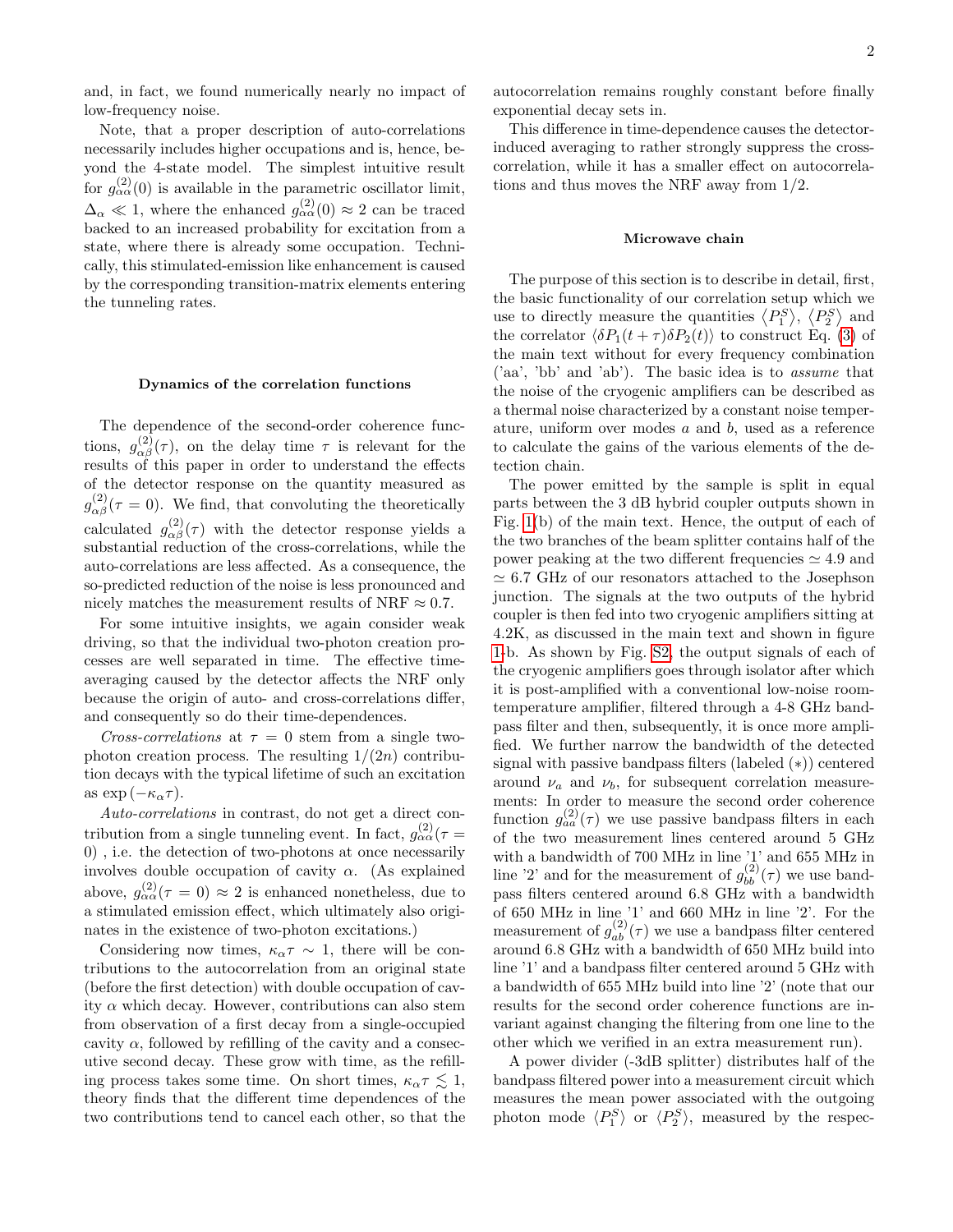and, in fact, we found numerically nearly no impact of low-frequency noise.

Note, that a proper description of auto-correlations necessarily includes higher occupations and is, hence, beyond the 4-state model. The simplest intuitive result for $g^{(2)}_{\alpha\alpha}(0)$ is available in the parametric oscillator limit, $\Delta_\alpha \ll 1$, where the enhanced $g^{(2)}_{\alpha\alpha}(0) \approx 2$ can be traced backed to an increased probability for excitation from a state, where there is already some occupation. Technically, this stimulated-emission like enhancement is caused by the corresponding transition-matrix elements entering the tunneling rates.

### Dynamics of the correlation functions

The dependence of the second-order coherence functions, $g^{(2)}_{\alpha\beta}(\tau)$, on the delay time $\tau$ is relevant for the results of this paper in order to understand the effects of the detector response on the quantity measured as $g^{(2)}_{\alpha\beta}(\tau = 0)$. We find, that convoluting the theoretically calculated $g^{(2)}_{\alpha\beta}(\tau)$ with the detector response yields a substantial reduction of the cross-correlations, while the auto-correlations are less affected. As a consequence, the so-predicted reduction of the noise is less pronounced and nicely matches the measurement results of NRF $\approx 0.7$.

For some intuitive insights, we again consider weak driving, so that the individual two-photon creation processes are well separated in time. The effective time-averaging caused by the detector affects the NRF only because the origin of auto- and cross-correlations differ, and consequently so do their time-dependences.

*Cross-correlations* at $\tau = 0$ stem from a single two-photon creation process. The resulting $1/(2n)$ contribution decays with the typical lifetime of such an excitation as $\exp(-\kappa_\alpha \tau)$.

*Auto-correlations* in contrast, do not get a direct contribution from a single tunneling event. In fact, $g^{(2)}_{\alpha\alpha}(\tau = 0)$ , i.e. the detection of two-photons at once necessarily involves double occupation of cavity $\alpha$. (As explained above, $g^{(2)}_{\alpha\alpha}(\tau = 0) \approx 2$ is enhanced nonetheless, due to a stimulated emission effect, which ultimately also originates in the existence of two-photon excitations.)

Considering now times, $\kappa_\alpha \tau \sim 1$, there will be contributions to the autocorrelation from an original state (before the first detection) with double occupation of cavity $\alpha$ which decay. However, contributions can also stem from observation of a first decay from a single-occupied cavity $\alpha$, followed by refilling of the cavity and a consecutive second decay. These grow with time, as the refilling process takes some time. On short times, $\kappa_\alpha \tau \lesssim 1$, theory finds that the different time dependences of the two contributions tend to cancel each other, so that the autocorrelation remains roughly constant before finally exponential decay sets in.

This difference in time-dependence causes the detector-induced averaging to rather strongly suppress the cross-correlation, while it has a smaller effect on autocorrelations and thus moves the NRF away from 1/2.

### Microwave chain

The purpose of this section is to describe in detail, first, the basic functionality of our correlation setup which we use to directly measure the quantities $\langle P_1^S \rangle$, $\langle P_2^S \rangle$ and the correlator $\langle \delta P_1(t+\tau)\delta P_2(t) \rangle$ to construct Eq. (3) of the main text without for every frequency combination ('aa', 'bb' and 'ab'). The basic idea is to *assume* that the noise of the cryogenic amplifiers can be described as a thermal noise characterized by a constant noise temperature, uniform over modes $a$ and $b$, used as a reference to calculate the gains of the various elements of the detection chain.

The power emitted by the sample is split in equal parts between the 3 dB hybrid coupler outputs shown in Fig. 1(b) of the main text. Hence, the output of each of the two branches of the beam splitter contains half of the power peaking at the two different frequencies $\simeq 4.9$ and $\simeq 6.7$ GHz of our resonators attached to the Josephson junction. The signals at the two outputs of the hybrid coupler is then fed into two cryogenic amplifiers sitting at 4.2K, as discussed in the main text and shown in figure 1-b. As shown by Fig. S2, the output signals of each of the cryogenic amplifiers goes through isolator after which it is post-amplified with a conventional low-noise room-temperature amplifier, filtered through a 4-8 GHz bandpass filter and then, subsequently, it is once more amplified. We further narrow the bandwidth of the detected signal with passive bandpass filters (labeled (*)) centered around $\nu_a$ and $\nu_b$, for subsequent correlation measurements: In order to measure the second order coherence function $g^{(2)}_{aa}(\tau)$ we use passive bandpass filters in each of the two measurement lines centered around 5 GHz with a bandwidth of 700 MHz in line '1' and 655 MHz in line '2' and for the measurement of $g^{(2)}_{bb}(\tau)$ we use bandpass filters centered around 6.8 GHz with a bandwidth of 650 MHz in line '1' and 660 MHz in line '2'. For the measurement of $g^{(2)}_{ab}(\tau)$ we use a bandpass filter centered around 6.8 GHz with a bandwidth of 650 MHz build into line '1' and a bandpass filter centered around 5 GHz with a bandwidth of 655 MHz build into line '2' (note that our results for the second order coherence functions are invariant against changing the filtering from one line to the other which we verified in an extra measurement run).

A power divider (-3dB splitter) distributes half of the bandpass filtered power into a measurement circuit which measures the mean power associated with the outgoing photon mode $\langle P_1^S \rangle$ or $\langle P_2^S \rangle$, measured by the respec-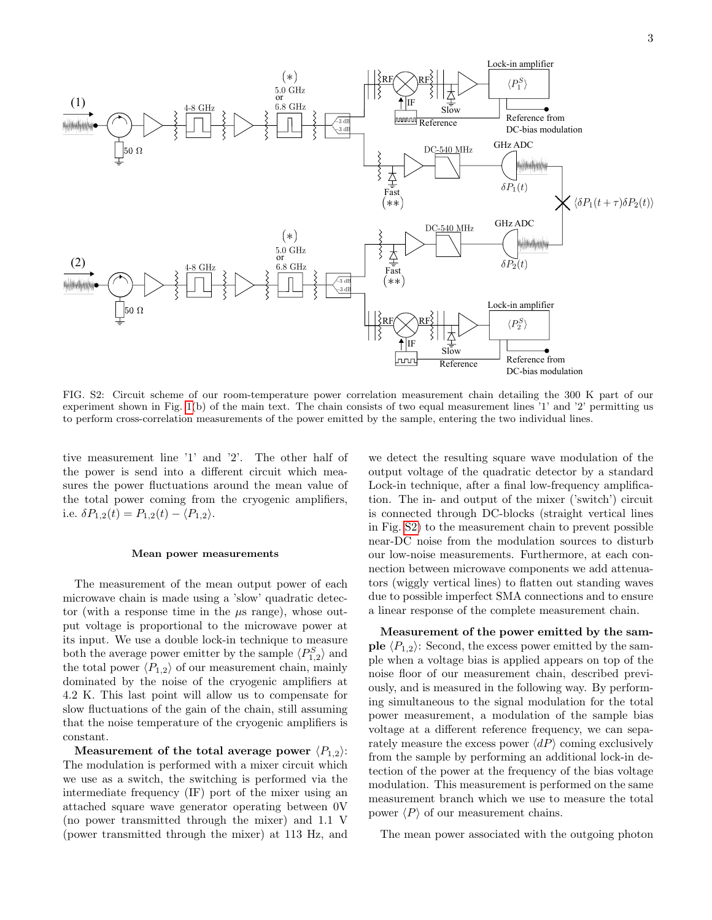FIG. S2: Circuit scheme of our room-temperature power correlation measurement chain detailing the 300 K part of our experiment shown in Fig. 1(b) of the main text. The chain consists of two equal measurement lines '1' and '2' permitting us to perform cross-correlation measurements of the power emitted by the sample, entering the two individual lines.

tive measurement line '1' and '2'. The other half of the power is send into a different circuit which measures the power fluctuations around the mean value of the total power coming from the cryogenic amplifiers, i.e. $\delta P_{1,2}(t) = P_{1,2}(t) - \langle P_{1,2} \rangle$.

### Mean power measurements

The measurement of the mean output power of each microwave chain is made using a 'slow' quadratic detector (with a response time in the $\mu$s range), whose output voltage is proportional to the microwave power at its input. We use a double lock-in technique to measure both the average power emitter by the sample $\langle P^S_{1,2} \rangle$ and the total power $\langle P_{1,2} \rangle$ of our measurement chain, mainly dominated by the noise of the cryogenic amplifiers at 4.2 K. This last point will allow us to compensate for slow fluctuations of the gain of the chain, still assuming that the noise temperature of the cryogenic amplifiers is constant.

**Measurement of the total average power $\langle P_{1,2} \rangle$:** The modulation is performed with a mixer circuit which we use as a switch, the switching is performed via the intermediate frequency (IF) port of the mixer using an attached square wave generator operating between 0V (no power transmitted through the mixer) and 1.1 V (power transmitted through the mixer) at 113 Hz, and we detect the resulting square wave modulation of the output voltage of the quadratic detector by a standard Lock-in technique, after a final low-frequency amplification. The in- and output of the mixer ('switch') circuit is connected through DC-blocks (straight vertical lines in Fig. S2) to the measurement chain to prevent possible near-DC noise from the modulation sources to disturb our low-noise measurements. Furthermore, at each connection between microwave components we add attenuators (wiggly vertical lines) to flatten out standing waves due to possible imperfect SMA connections and to ensure a linear response of the complete measurement chain.

**Measurement of the power emitted by the sample $\langle P_{1,2} \rangle$:** Second, the excess power emitted by the sample when a voltage bias is applied appears on top of the noise floor of our measurement chain, described previously, and is measured in the following way. By performing simultaneous to the signal modulation for the total power measurement, a modulation of the sample bias voltage at a different reference frequency, we can separately measure the excess power $\langle dP \rangle$ coming exclusively from the sample by performing an additional lock-in detection of the power at the frequency of the bias voltage modulation. This measurement is performed on the same measurement branch which we use to measure the total power $\langle P \rangle$ of our measurement chains.

The mean power associated with the outgoing photon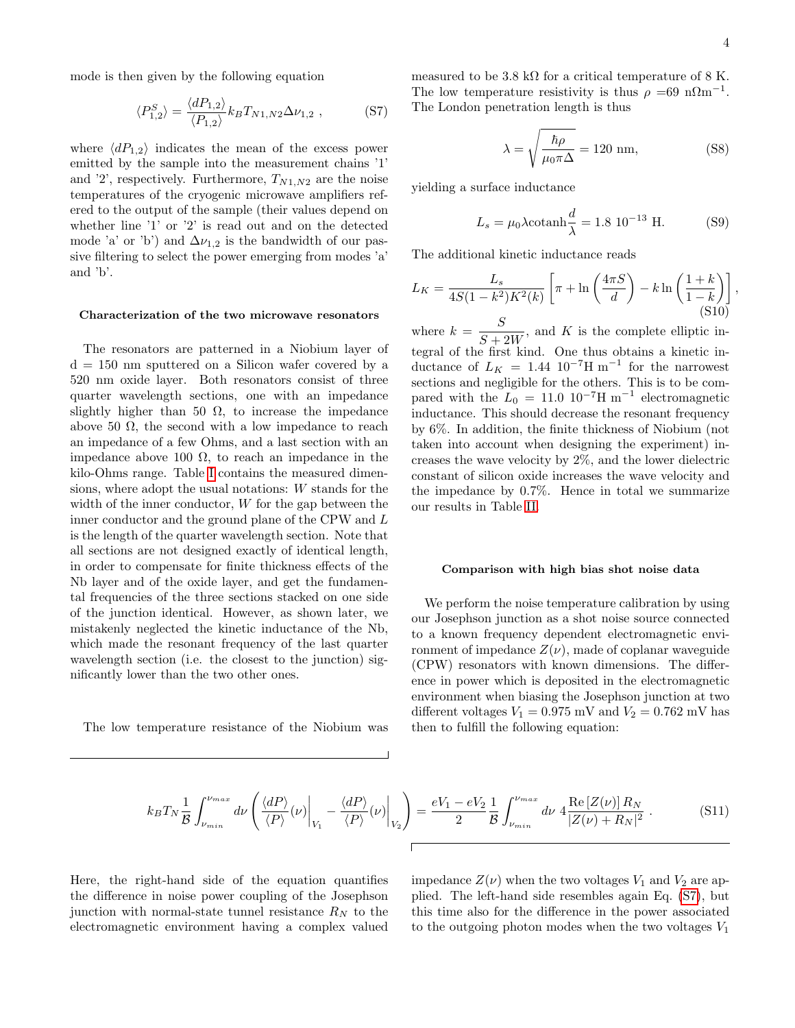mode is then given by the following equation

$$\langle P^S_{1,2}\rangle = \frac{\langle dP_{1,2}\rangle}{\langle P_{1,2}\rangle} k_B T_{N1,N2} \Delta\nu_{1,2} \,, \tag{S7}$$

where $\langle dP_{1,2}\rangle$ indicates the mean of the excess power emitted by the sample into the measurement chains '1' and '2', respectively. Furthermore, $T_{N1,N2}$ are the noise temperatures of the cryogenic microwave amplifiers referred to the output of the sample (their values depend on whether line '1' or '2' is read out and on the detected mode 'a' or 'b') and $\Delta\nu_{1,2}$ is the bandwidth of our passive filtering to select the power emerging from modes 'a' and 'b'.

### Characterization of the two microwave resonators

The resonators are patterned in a Niobium layer of d = 150 nm sputtered on a Silicon wafer covered by a 520 nm oxide layer. Both resonators consist of three quarter wavelength sections, one with an impedance slightly higher than 50 Ω, to increase the impedance above 50 Ω, the second with a low impedance to reach an impedance of a few Ohms, and a last section with an impedance above 100 Ω, to reach an impedance in the kilo-Ohms range. Table I contains the measured dimensions, where adopt the usual notations: $W$ stands for the width of the inner conductor, $W$ for the gap between the inner conductor and the ground plane of the CPW and $L$ is the length of the quarter wavelength section. Note that all sections are not designed exactly of identical length, in order to compensate for finite thickness effects of the Nb layer and of the oxide layer, and get the fundamental frequencies of the three sections stacked on one side of the junction identical. However, as shown later, we mistakenly neglected the kinetic inductance of the Nb, which made the resonant frequency of the last quarter wavelength section (i.e. the closest to the junction) significantly lower than the two other ones.

The low temperature resistance of the Niobium was measured to be 3.8 kΩ for a critical temperature of 8 K. The low temperature resistivity is thus $\rho$ =69 nΩm$^{-1}$. The London penetration length is thus

$$\lambda = \sqrt{\frac{\hbar\rho}{\mu_0 \pi \Delta}} = 120 \text{ nm}, \tag{S8}$$

yielding a surface inductance

$$L_s = \mu_0 \lambda \text{cotanh}\frac{d}{\lambda} = 1.8\ 10^{-13} \text{ H}. \tag{S9}$$

The additional kinetic inductance reads

$$L_K = \frac{L_s}{4S(1-k^2)K^2(k)}\left[\pi + \ln\left(\frac{4\pi S}{d}\right) - k\ln\left(\frac{1+k}{1-k}\right)\right], \tag{S10}$$

where $k = \dfrac{S}{S+2W}$, and $K$ is the complete elliptic integral of the first kind. One thus obtains a kinetic inductance of $L_K = 1.44\ 10^{-7}\text{H m}^{-1}$ for the narrowest sections and negligible for the others. This is to be compared with the $L_0 = 11.0\ 10^{-7}\text{H m}^{-1}$ electromagnetic inductance. This should decrease the resonant frequency by 6%. In addition, the finite thickness of Niobium (not taken into account when designing the experiment) increases the wave velocity by 2%, and the lower dielectric constant of silicon oxide increases the wave velocity and the impedance by 0.7%. Hence in total we summarize our results in Table II.

### Comparison with high bias shot noise data

We perform the noise temperature calibration by using our Josephson junction as a shot noise source connected to a known frequency dependent electromagnetic environment of impedance $Z(\nu)$, made of coplanar waveguide (CPW) resonators with known dimensions. The difference in power which is deposited in the electromagnetic environment when biasing the Josephson junction at two different voltages $V_1 = 0.975$ mV and $V_2 = 0.762$ mV has then to fulfill the following equation:

$$k_B T_N \frac{1}{\mathcal{B}} \int_{\nu_{min}}^{\nu_{max}} d\nu \left( \frac{\langle dP\rangle}{\langle P\rangle}(\nu)\bigg|_{V_1} - \frac{\langle dP\rangle}{\langle P\rangle}(\nu)\bigg|_{V_2} \right) = \frac{eV_1 - eV_2}{2} \frac{1}{\mathcal{B}} \int_{\nu_{min}}^{\nu_{max}} d\nu\ 4\frac{\text{Re}\left[Z(\nu)\right] R_N}{|Z(\nu) + R_N|^2} \,. \tag{S11}$$

Here, the right-hand side of the equation quantifies the difference in noise power coupling of the Josephson junction with normal-state tunnel resistance $R_N$ to the electromagnetic environment having a complex valued impedance $Z(\nu)$ when the two voltages $V_1$ and $V_2$ are applied. The left-hand side resembles again Eq. (S7), but this time also for the difference in the power associated to the outgoing photon modes when the two voltages $V_1$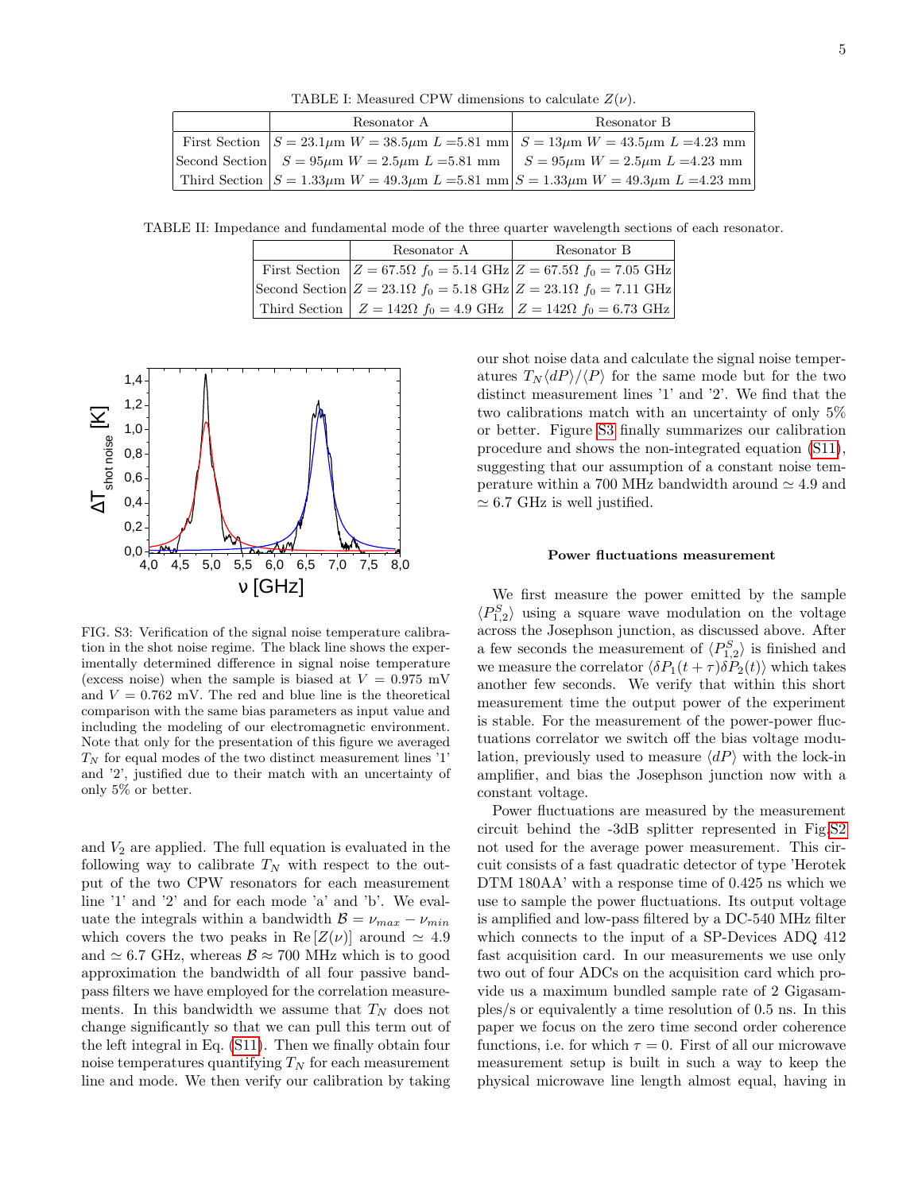TABLE I: Measured CPW dimensions to calculate $Z(\nu)$.

| | Resonator A | Resonator B |
|---|---|---|
| First Section | $S = 23.1\mu$m $W = 38.5\mu$m $L = 5.81$ mm | $S = 13\mu$m $W = 43.5\mu$m $L = 4.23$ mm |
| Second Section | $S = 95\mu$m $W = 2.5\mu$m $L = 5.81$ mm | $S = 95\mu$m $W = 2.5\mu$m $L = 4.23$ mm |
| Third Section | $S = 1.33\mu$m $W = 49.3\mu$m $L = 5.81$ mm | $S = 1.33\mu$m $W = 49.3\mu$m $L = 4.23$ mm |

TABLE II: Impedance and fundamental mode of the three quarter wavelength sections of each resonator.

| | Resonator A | Resonator B |
|---|---|---|
| First Section | $Z = 67.5\Omega$ $f_0 = 5.14$ GHz | $Z = 67.5\Omega$ $f_0 = 7.05$ GHz |
| Second Section | $Z = 23.1\Omega$ $f_0 = 5.18$ GHz | $Z = 23.1\Omega$ $f_0 = 7.11$ GHz |
| Third Section | $Z = 142\Omega$ $f_0 = 4.9$ GHz | $Z = 142\Omega$ $f_0 = 6.73$ GHz |

FIG. S3: Verification of the signal noise temperature calibration in the shot noise regime. The black line shows the experimentally determined difference in signal noise temperature (excess noise) when the sample is biased at $V = 0.975$ mV and $V = 0.762$ mV. The red and blue line is the theoretical comparison with the same bias parameters as input value and including the modeling of our electromagnetic environment. Note that only for the presentation of this figure we averaged $T_N$ for equal modes of the two distinct measurement lines '1' and '2', justified due to their match with an uncertainty of only 5% or better.

and $V_2$ are applied. The full equation is evaluated in the following way to calibrate $T_N$ with respect to the output of the two CPW resonators for each measurement line '1' and '2' and for each mode 'a' and 'b'. We evaluate the integrals within a bandwidth $\mathcal{B} = \nu_{max} - \nu_{min}$ which covers the two peaks in $\mathrm{Re}\left[Z(\nu)\right]$ around $\simeq 4.9$ and $\simeq 6.7$ GHz, whereas $\mathcal{B} \approx 700$ MHz which is to good approximation the bandwidth of all four passive bandpass filters we have employed for the correlation measurements. In this bandwidth we assume that $T_N$ does not change significantly so that we can pull this term out of the left integral in Eq. (S11). Then we finally obtain four noise temperatures quantifying $T_N$ for each measurement line and mode. We then verify our calibration by taking our shot noise data and calculate the signal noise temperatures $T_N\langle dP\rangle/\langle P\rangle$ for the same mode but for the two distinct measurement lines '1' and '2'. We find that the two calibrations match with an uncertainty of only 5% or better. Figure S3 finally summarizes our calibration procedure and shows the non-integrated equation (S11), suggesting that our assumption of a constant noise temperature within a 700 MHz bandwidth around $\simeq 4.9$ and $\simeq 6.7$ GHz is well justified.

### Power fluctuations measurement

We first measure the power emitted by the sample $\langle P^S_{1,2}\rangle$ using a square wave modulation on the voltage across the Josephson junction, as discussed above. After a few seconds the measurement of $\langle P^S_{1,2}\rangle$ is finished and we measure the correlator $\langle \delta P_1(t+\tau)\delta P_2(t)\rangle$ which takes another few seconds. We verify that within this short measurement time the output power of the experiment is stable. For the measurement of the power-power fluctuations correlator we switch off the bias voltage modulation, previously used to measure $\langle dP\rangle$ with the lock-in amplifier, and bias the Josephson junction now with a constant voltage.

Power fluctuations are measured by the measurement circuit behind the -3dB splitter represented in Fig.S2 not used for the average power measurement. This circuit consists of a fast quadratic detector of type 'Herotek DTM 180AA' with a response time of 0.425 ns which we use to sample the power fluctuations. Its output voltage is amplified and low-pass filtered by a DC-540 MHz filter which connects to the input of a SP-Devices ADQ 412 fast acquisition card. In our measurements we use only two out of four ADCs on the acquisition card which provide us a maximum bundled sample rate of 2 Gigasamples/s or equivalently a time resolution of 0.5 ns. In this paper we focus on the zero time second order coherence functions, i.e. for which $\tau = 0$. First of all our microwave measurement setup is built in such a way to keep the physical microwave line length almost equal, having in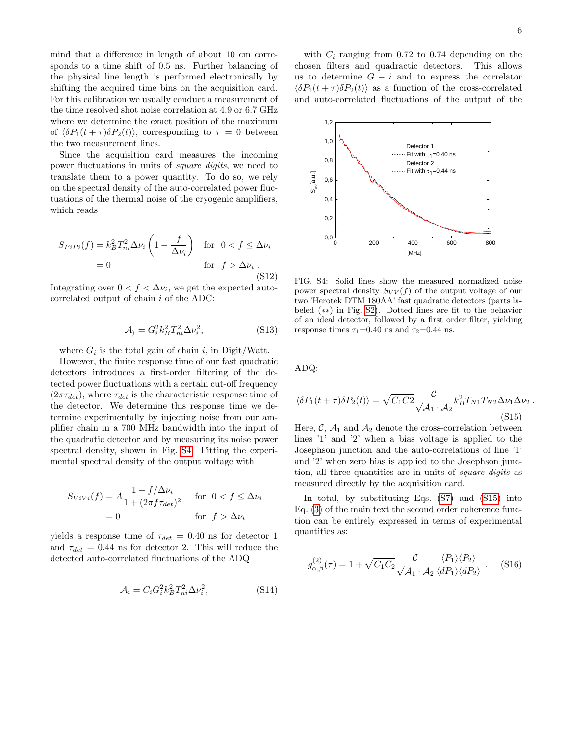mind that a difference in length of about 10 cm corresponds to a time shift of 0.5 ns. Further balancing of the physical line length is performed electronically by shifting the acquired time bins on the acquisition card. For this calibration we usually conduct a measurement of the time resolved shot noise correlation at 4.9 or 6.7 GHz where we determine the exact position of the maximum of $\langle \delta P_1(t+\tau)\delta P_2(t)\rangle$, corresponding to $\tau = 0$ between the two measurement lines.

Since the acquisition card measures the incoming power fluctuations in units of *square digits*, we need to translate them to a power quantity. To do so, we rely on the spectral density of the auto-correlated power fluctuations of the thermal noise of the cryogenic amplifiers, which reads

$$
\begin{aligned}
S_{PiPi}(f) &= k_B^2 T_{ni}^2 \Delta\nu_i \left(1 - \frac{f}{\Delta\nu_i}\right) \quad \text{for} \quad 0 < f \leq \Delta\nu_i \\
&= 0 \qquad\qquad\qquad\qquad\qquad \text{for} \quad f > \Delta\nu_i \, .
\end{aligned}
\tag{S12}
$$

Integrating over $0 < f < \Delta\nu_i$, we get the expected auto-correlated output of chain $i$ of the ADC:

$$
\mathcal{A}_\rangle = G_i^2 k_B^2 T_{ni}^2 \Delta\nu_i^2, \tag{S13}
$$

where $G_i$ is the total gain of chain $i$, in Digit/Watt.

However, the finite response time of our fast quadratic detectors introduces a first-order filtering of the detected power fluctuations with a certain cut-off frequency $(2\pi\tau_{det})$, where $\tau_{det}$ is the characteristic response time of the detector. We determine this response time we determine experimentally by injecting noise from our amplifier chain in a 700 MHz bandwidth into the input of the quadratic detector and by measuring its noise power spectral density, shown in Fig. S4. Fitting the experimental spectral density of the output voltage with

$$
\begin{aligned}
S_{ViVi}(f) &= A \frac{1 - f/\Delta\nu_i}{1 + (2\pi f \tau_{det})^2} \quad \text{for} \quad 0 < f \leq \Delta\nu_i \\
&= 0 \qquad\qquad\qquad\qquad \text{for} \quad f > \Delta\nu_i
\end{aligned}
$$

yields a response time of $\tau_{det} = 0.40$ ns for detector 1 and $\tau_{det} = 0.44$ ns for detector 2. This will reduce the detected auto-correlated fluctuations of the ADQ

$$
\mathcal{A}_i = C_i G_i^2 k_B^2 T_{ni}^2 \Delta\nu_i^2, \tag{S14}
$$

with $C_i$ ranging from 0.72 to 0.74 depending on the chosen filters and quadractic detectors. This allows us to determine $G - i$ and to express the correlator $\langle \delta P_1(t+\tau)\delta P_2(t)\rangle$ as a function of the cross-correlated and auto-correlated fluctuations of the output of the ADQ:

1,2
1,0
0,8
0,6
0,4
0,2
0,0
$S_{VV}$[a.u.]
0
200
400
600
800
f [MHz]
Detector 1
Fit with $\tau_1$=0,40 ns
Detector 2
Fit with $\tau_1$=0,44 ns

FIG. S4: Solid lines show the measured normalized noise power spectral density $S_{VV}(f)$ of the output voltage of our two 'Herotek DTM 180AA' fast quadratic detectors (parts labeled (**) in Fig. S2). Dotted lines are fit to the behavior of an ideal detector, followed by a first order filter, yielding response times $\tau_1$=0.40 ns and $\tau_2$=0.44 ns.

$$
\langle \delta P_1(t+\tau)\delta P_2(t)\rangle = \sqrt{C_1 C2} \frac{\mathcal{C}}{\sqrt{\mathcal{A}_1 \cdot \mathcal{A}_2}} k_B^2 T_{N1} T_{N2} \Delta\nu_1 \Delta\nu_2 \, . \tag{S15}
$$

Here, $\mathcal{C}$, $\mathcal{A}_1$ and $\mathcal{A}_2$ denote the cross-correlation between lines '1' and '2' when a bias voltage is applied to the Josephson junction and the auto-correlations of line '1' and '2' when zero bias is applied to the Josephson junction, all three quantities are in units of *square digits* as measured directly by the acquisition card.

In total, by substituting Eqs. (S7) and (S15) into Eq. (3) of the main text the second order coherence function can be entirely expressed in terms of experimental quantities as:

$$
g^{(2)}_{\alpha,\beta}(\tau) = 1 + \sqrt{C_1 C_2} \frac{\mathcal{C}}{\sqrt{\mathcal{A}_1 \cdot \mathcal{A}_2}} \frac{\langle P_1\rangle \langle P_2\rangle}{\langle dP_1\rangle \langle dP_2\rangle} \, . \tag{S16}
$$